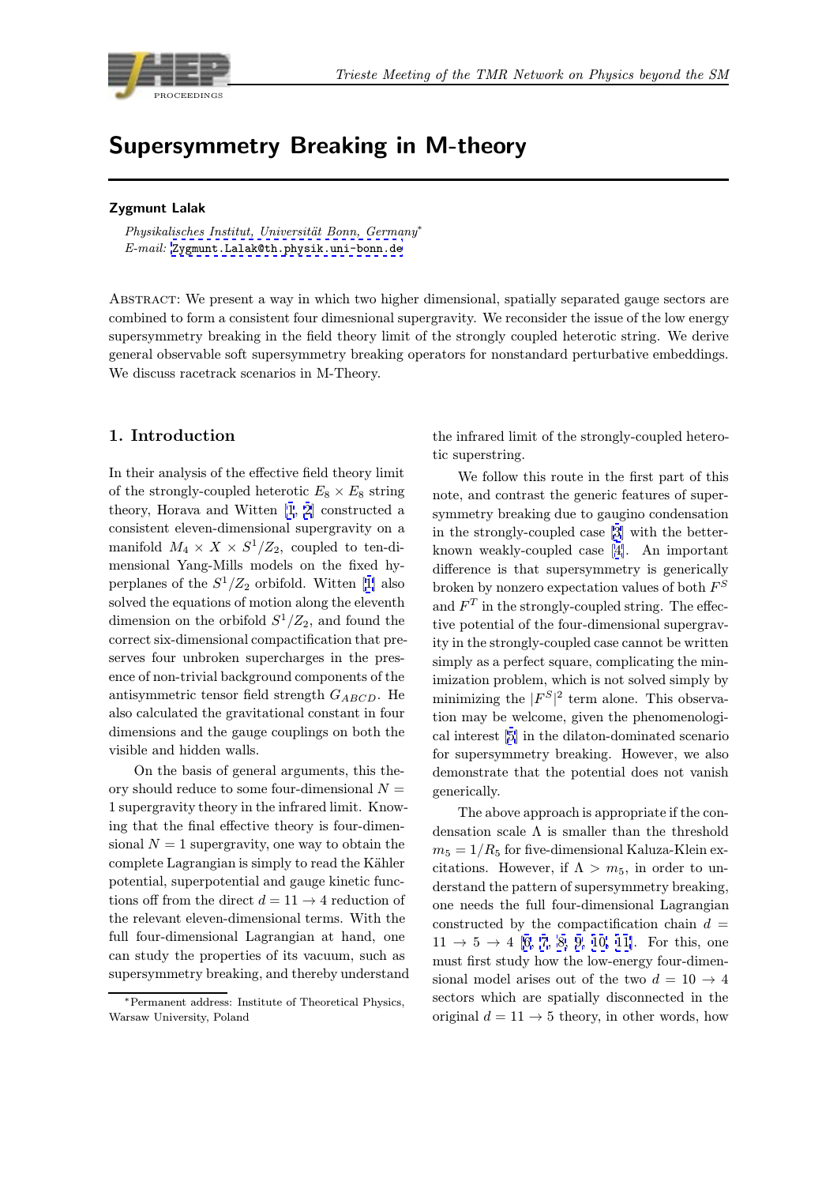# Supersymmetry Breaking in M-theory

**Zygmunt Lalak**

*Physikalisches Institut, Universität Bonn, Germany*[*]
*E-mail:* Zygmunt.Lalak@th.physik.uni-bonn.de

Abstract: We present a way in which two higher dimensional, spatially separated gauge sectors are combined to form a consistent four dimesnional supergravity. We reconsider the issue of the low energy supersymmetry breaking in the field theory limit of the strongly coupled heterotic string. We derive general observable soft supersymmetry breaking operators for nonstandard perturbative embeddings. We discuss racetrack scenarios in M-Theory.

## 1. Introduction

In their analysis of the effective field theory limit of the strongly-coupled heterotic $E_8 \times E_8$ string theory, Horava and Witten [1, 2] constructed a consistent eleven-dimensional supergravity on a manifold $M_4 \times X \times S^1/Z_2$, coupled to ten-dimensional Yang-Mills models on the fixed hyperplanes of the $S^1/Z_2$ orbifold. Witten [1] also solved the equations of motion along the eleventh dimension on the orbifold $S^1/Z_2$, and found the correct six-dimensional compactification that preserves four unbroken supercharges in the presence of non-trivial background components of the antisymmetric tensor field strength $G_{ABCD}$. He also calculated the gravitational constant in four dimensions and the gauge couplings on both the visible and hidden walls.

On the basis of general arguments, this theory should reduce to some four-dimensional $N = 1$ supergravity theory in the infrared limit. Knowing that the final effective theory is four-dimensional $N = 1$ supergravity, one way to obtain the complete Lagrangian is simply to read the Kähler potential, superpotential and gauge kinetic functions off from the direct $d = 11 \to 4$ reduction of the relevant eleven-dimensional terms. With the full four-dimensional Lagrangian at hand, one can study the properties of its vacuum, such as supersymmetry breaking, and thereby understand the infrared limit of the strongly-coupled heterotic superstring.

We follow this route in the first part of this note, and contrast the generic features of supersymmetry breaking due to gaugino condensation in the strongly-coupled case [3] with the better-known weakly-coupled case [4]. An important difference is that supersymmetry is generically broken by nonzero expectation values of both $F^S$ and $F^T$ in the strongly-coupled string. The effective potential of the four-dimensional supergravity in the strongly-coupled case cannot be written simply as a perfect square, complicating the minimization problem, which is not solved simply by minimizing the $|F^S|^2$ term alone. This observation may be welcome, given the phenomenological interest [5] in the dilaton-dominated scenario for supersymmetry breaking. However, we also demonstrate that the potential does not vanish generically.

The above approach is appropriate if the condensation scale $\Lambda$ is smaller than the threshold $m_5 = 1/R_5$ for five-dimensional Kaluza-Klein excitations. However, if $\Lambda > m_5$, in order to understand the pattern of supersymmetry breaking, one needs the full four-dimensional Lagrangian constructed by the compactification chain $d = 11 \to 5 \to 4$ [6, 7, 8, 9, 10, 11]. For this, one must first study how the low-energy four-dimensional model arises out of the two $d = 10 \to 4$ sectors which are spatially disconnected in the original $d = 11 \to 5$ theory, in other words, how

[*] Permanent address: Institute of Theoretical Physics, Warsaw University, Poland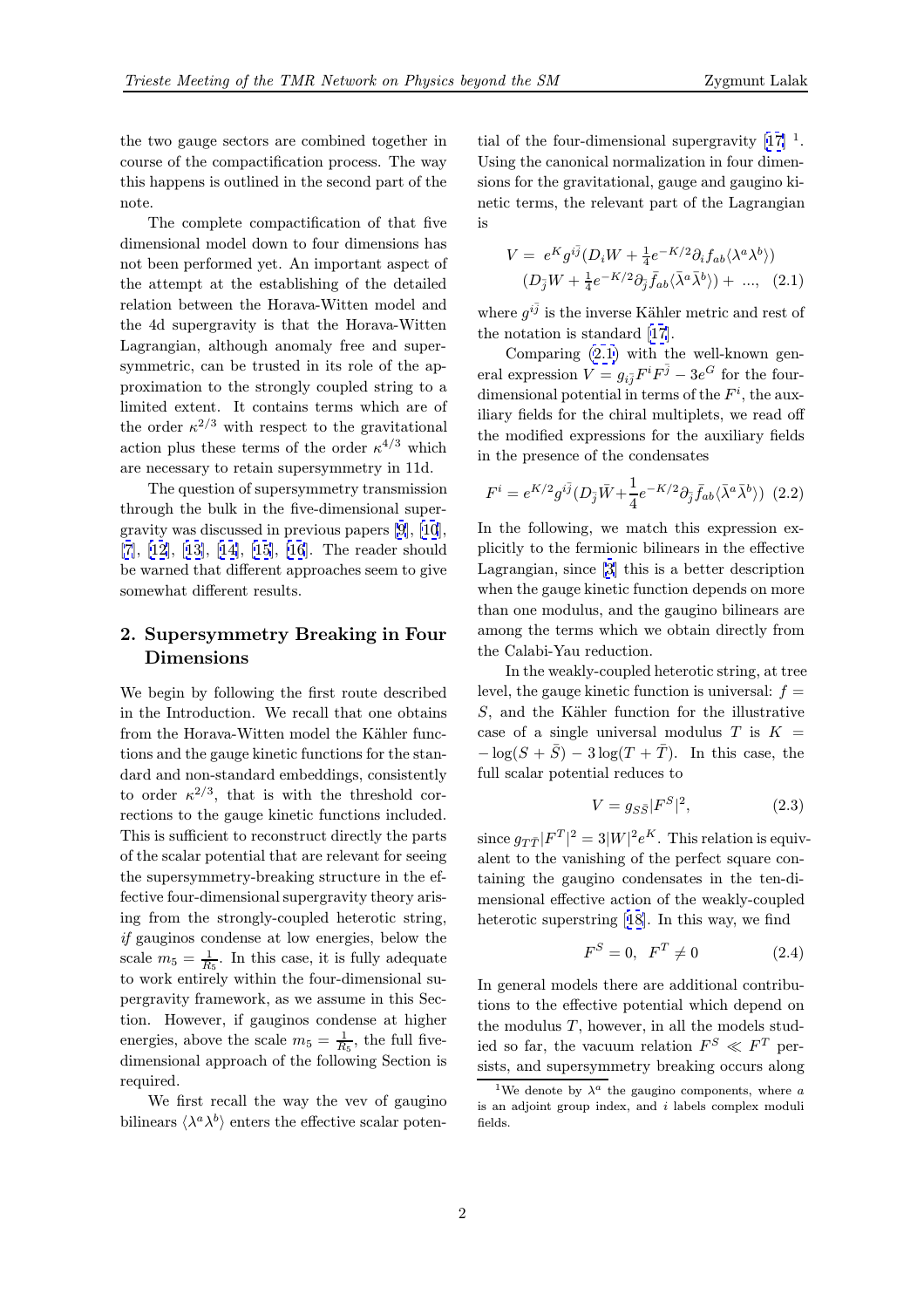the two gauge sectors are combined together in course of the compactification process. The way this happens is outlined in the second part of the note.

The complete compactification of that five dimensional model down to four dimensions has not been performed yet. An important aspect of the attempt at the establishing of the detailed relation between the Horava-Witten model and the 4d supergravity is that the Horava-Witten Lagrangian, although anomaly free and supersymmetric, can be trusted in its role of the approximation to the strongly coupled string to a limited extent. It contains terms which are of the order $\kappa^{2/3}$ with respect to the gravitational action plus these terms of the order $\kappa^{4/3}$ which are necessary to retain supersymmetry in 11d.

The question of supersymmetry transmission through the bulk in the five-dimensional supergravity was discussed in previous papers [9], [10], [7], [12], [13], [14], [15], [16]. The reader should be warned that different approaches seem to give somewhat different results.

## 2. Supersymmetry Breaking in Four Dimensions

We begin by following the first route described in the Introduction. We recall that one obtains from the Horava-Witten model the Kähler functions and the gauge kinetic functions for the standard and non-standard embeddings, consistently to order $\kappa^{2/3}$, that is with the threshold corrections to the gauge kinetic functions included. This is sufficient to reconstruct directly the parts of the scalar potential that are relevant for seeing the supersymmetry-breaking structure in the effective four-dimensional supergravity theory arising from the strongly-coupled heterotic string, *if* gauginos condense at low energies, below the scale $m_5 = \frac{1}{R_5}$. In this case, it is fully adequate to work entirely within the four-dimensional supergravity framework, as we assume in this Section. However, if gauginos condense at higher energies, above the scale $m_5 = \frac{1}{R_5}$, the full five-dimensional approach of the following Section is required.

We first recall the way the vev of gaugino bilinears $\langle \lambda^a \lambda^b \rangle$ enters the effective scalar potential of the four-dimensional supergravity [17] [1]. Using the canonical normalization in four dimensions for the gravitational, gauge and gaugino kinetic terms, the relevant part of the Lagrangian is

$$V = e^K g^{i\bar{j}} (D_i W + \tfrac{1}{4} e^{-K/2} \partial_i f_{ab} \langle \lambda^a \lambda^b \rangle) \\ (D_{\bar{j}} W + \tfrac{1}{4} e^{-K/2} \partial_{\bar{j}} \bar{f}_{ab} \langle \bar{\lambda}^a \bar{\lambda}^b \rangle) + \ ..., \quad (2.1)$$

where $g^{i\bar{j}}$ is the inverse Kähler metric and rest of the notation is standard [17].

Comparing (2.1) with the well-known general expression $V = g_{i\bar{j}} F^i F^{\bar{j}} - 3e^G$ for the four-dimensional potential in terms of the $F^i$, the auxiliary fields for the chiral multiplets, we read off the modified expressions for the auxiliary fields in the presence of the condensates

$$F^i = e^{K/2} g^{i\bar{j}} (D_{\bar{j}} \bar{W} + \frac{1}{4} e^{-K/2} \partial_{\bar{j}} \bar{f}_{ab} \langle \bar{\lambda}^a \bar{\lambda}^b \rangle) \quad (2.2)$$

In the following, we match this expression explicitly to the fermionic bilinears in the effective Lagrangian, since [3] this is a better description when the gauge kinetic function depends on more than one modulus, and the gaugino bilinears are among the terms which we obtain directly from the Calabi-Yau reduction.

In the weakly-coupled heterotic string, at tree level, the gauge kinetic function is universal: $f = S$, and the Kähler function for the illustrative case of a single universal modulus $T$ is $K = -\log(S + \bar{S}) - 3 \log(T + \bar{T})$. In this case, the full scalar potential reduces to

$$V = g_{S\bar{S}} |F^S|^2, \quad (2.3)$$

since $g_{T\bar{T}} |F^T|^2 = 3|W|^2 e^K$. This relation is equivalent to the vanishing of the perfect square containing the gaugino condensates in the ten-dimensional effective action of the weakly-coupled heterotic superstring [18]. In this way, we find

$$F^S = 0, \ \ F^T \neq 0 \quad (2.4)$$

In general models there are additional contributions to the effective potential which depend on the modulus $T$, however, in all the models studied so far, the vacuum relation $F^S \ll F^T$ persists, and supersymmetry breaking occurs along

[1] We denote by $\lambda^a$ the gaugino components, where $a$ is an adjoint group index, and $i$ labels complex moduli fields.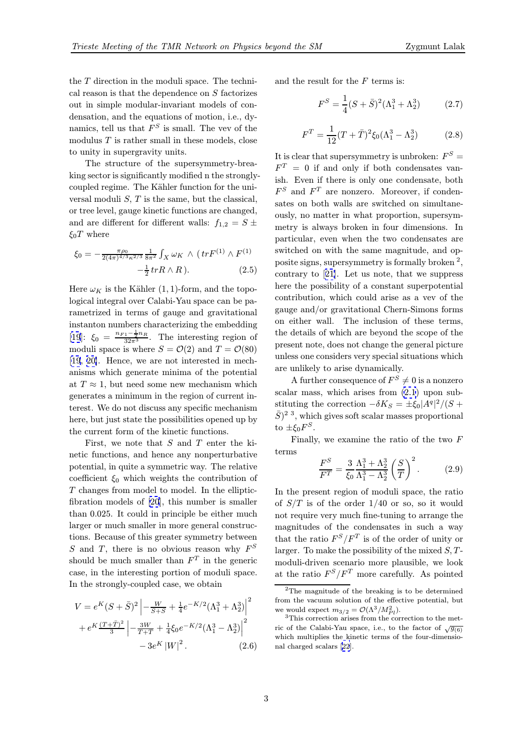the $T$ direction in the moduli space. The technical reason is that the dependence on $S$ factorizes out in simple modular-invariant models of condensation, and the equations of motion, i.e., dynamics, tell us that $F^S$ is small. The vev of the modulus $T$ is rather small in these models, close to unity in supergravity units.

The structure of the supersymmetry-breaking sector is significantly modified n the strongly-coupled regime. The Kähler function for the universal moduli $S$, $T$ is the same, but the classical, or tree level, gauge kinetic functions are changed, and are different for different walls: $f_{1,2} = S \pm \xi_0 T$ where

$$
\xi_0 = -\frac{\pi \rho_0}{2(4\pi)^{4/3}\kappa^{2/3}} \frac{1}{8\pi^2} \int_X \omega_K \wedge ( \, trF^{(1)} \wedge F^{(1)} - \frac{1}{2} \, trR \wedge R \, ). \qquad (2.5)
$$

Here $\omega_K$ is the Kähler $(1,1)$-form, and the topological integral over Calabi-Yau space can be parametrized in terms of gauge and gravitational instanton numbers characterizing the embedding [19]: $\xi_0 = \frac{n_{F1} - \frac{1}{2} n_R}{32\pi^3}$. The interesting region of moduli space is where $S = \mathcal{O}(2)$ and $T = \mathcal{O}(80)$ [19, 20]. Hence, we are not interested in mechanisms which generate minima of the potential at $T \approx 1$, but need some new mechanism which generates a minimum in the region of current interest. We do not discuss any specific mechanism here, but just state the possibilities opened up by the current form of the kinetic functions.

First, we note that $S$ and $T$ enter the kinetic functions, and hence any nonperturbative potential, in quite a symmetric way. The relative coefficient $\xi_0$ which weights the contribution of $T$ changes from model to model. In the elliptic-fibration models of [20], this number is smaller than 0.025. It could in principle be either much larger or much smaller in more general constructions. Because of this greater symmetry between $S$ and $T$, there is no obvious reason why $F^S$ should be much smaller than $F^T$ in the generic case, in the interesting portion of moduli space. In the strongly-coupled case, we obtain

$$
\begin{aligned}
V = & \, e^K (S+\bar{S})^2 \left| -\frac{W}{S+S} + \frac{1}{4} e^{-K/2} (\Lambda_1^3 + \Lambda_2^3) \right|^2 \\
& + e^K \frac{(T+\bar{T})^2}{3} \left| -\frac{3W}{T+T} + \frac{1}{4} \xi_0 e^{-K/2} (\Lambda_1^3 - \Lambda_2^3) \right|^2 \\
& - 3 e^K \left| W \right|^2 . 
\end{aligned}
\qquad (2.6)
$$

and the result for the $F$ terms is:

$$
F^S = \frac{1}{4}(S+\bar{S})^2 (\Lambda_1^3 + \Lambda_2^3) \qquad (2.7)
$$

$$
F^T = \frac{1}{12}(T+\bar{T})^2 \xi_0 (\Lambda_1^3 - \Lambda_2^3) \qquad (2.8)
$$

It is clear that supersymmetry is unbroken: $F^S = F^T = 0$ if and only if both condensates vanish. Even if there is only one condensate, both $F^S$ and $F^T$ are nonzero. Moreover, if condensates on both walls are switched on simultaneously, no matter in what proportion, supersymmetry is always broken in four dimensions. In particular, even when the two condensates are switched on with the same magnitude, and opposite signs, supersymmetry is formally broken [2], contrary to [21]. Let us note, that we suppress here the possibility of a constant superpotential contribution, which could arise as a vev of the gauge and/or gravitational Chern-Simons forms on either wall. The inclusion of these terms, the details of which are beyond the scope of the present note, does not change the general picture unless one considers very special situations which are unlikely to arise dynamically.

A further consequence of $F^S \neq 0$ is a nonzero scalar mass, which arises from (2.1) upon substituting the correction $-\delta K_S = \pm \xi_0 |A^q|^2/(S+\bar{S})^2$ [3], which gives soft scalar masses proportional to $\pm \xi_0 F^S$.

Finally, we examine the ratio of the two $F$ terms

$$
\frac{F^S}{F^T} = \frac{3}{\xi_0} \frac{\Lambda_1^3 + \Lambda_2^3}{\Lambda_1^3 - \Lambda_2^3} \left( \frac{S}{T} \right)^2 . \qquad (2.9)
$$

In the present region of moduli space, the ratio of $S/T$ is of the order $1/40$ or so, so it would not require very much fine-tuning to arrange the magnitudes of the condensates in such a way that the ratio $F^S/F^T$ is of the order of unity or larger. To make the possibility of the mixed $S,T$-moduli-driven scenario more plausible, we look at the ratio $F^S/F^T$ more carefully. As pointed

[2] The magnitude of the breaking is to be determined from the vacuum solution of the effective potential, but we would expect $m_{3/2} = \mathcal{O}(\Lambda^3/M_{Pl}^2)$.

[3] This correction arises from the correction to the metric of the Calabi-Yau space, i.e., to the factor of $\sqrt{g_{(6)}}$ which multiplies the kinetic terms of the four-dimensional charged scalars [22].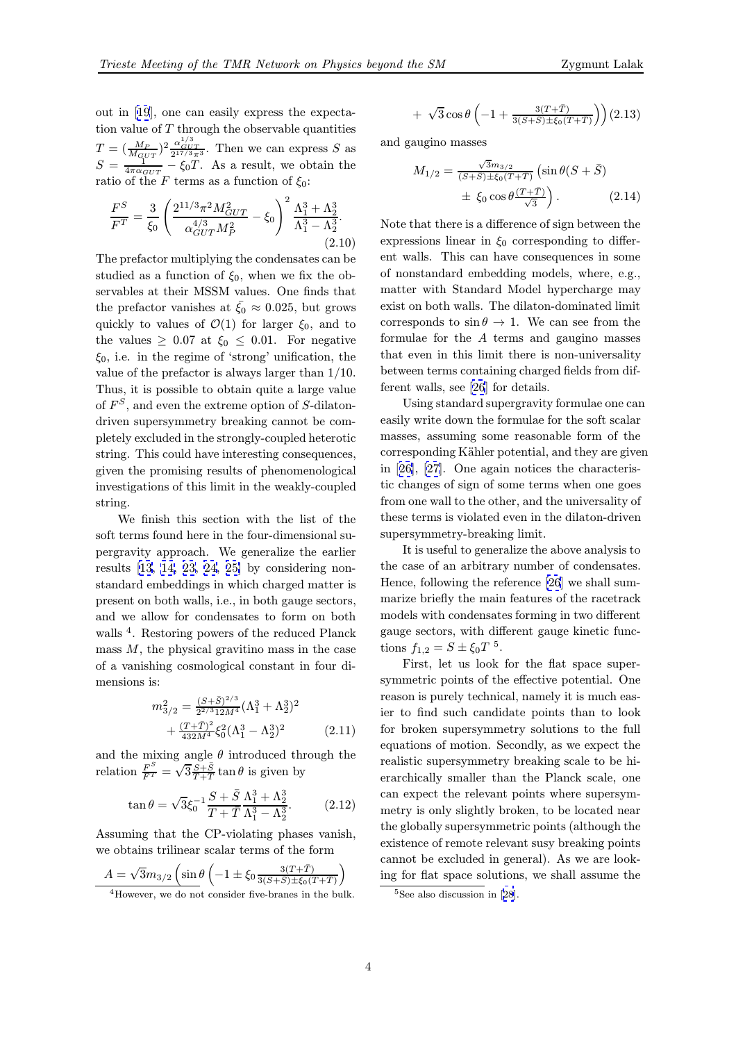out in [19], one can easily express the expectation value of $T$ through the observable quantities $T = (\frac{M_P}{M_{GUT}})^2 \frac{\alpha_{GUT}^{1/3}}{2^{17/3}\pi^3}$. Then we can express $S$ as $S = \frac{1}{4\pi\alpha_{GUT}} - \xi_0 T$. As a result, we obtain the ratio of the $F$ terms as a function of $\xi_0$:

$$\frac{F^S}{F^T} = \frac{3}{\xi_0}\left(\frac{2^{11/3}\pi^2 M_{GUT}^2}{\alpha_{GUT}^{4/3} M_P^2} - \xi_0\right)^2 \frac{\Lambda_1^3 + \Lambda_2^3}{\Lambda_1^3 - \Lambda_2^3}. \tag{2.10}$$

The prefactor multiplying the condensates can be studied as a function of $\xi_0$, when we fix the observables at their MSSM values. One finds that the prefactor vanishes at $\bar{\xi}_0 \approx 0.025$, but grows quickly to values of $\mathcal{O}(1)$ for larger $\xi_0$, and to the values $\geq 0.07$ at $\xi_0 \leq 0.01$. For negative $\xi_0$, i.e. in the regime of 'strong' unification, the value of the prefactor is always larger than $1/10$. Thus, it is possible to obtain quite a large value of $F^S$, and even the extreme option of $S$-dilaton-driven supersymmetry breaking cannot be completely excluded in the strongly-coupled heterotic string. This could have interesting consequences, given the promising results of phenomenological investigations of this limit in the weakly-coupled string.

We finish this section with the list of the soft terms found here in the four-dimensional supergravity approach. We generalize the earlier results [13, 14, 23, 24, 25] by considering nonstandard embeddings in which charged matter is present on both walls, i.e., in both gauge sectors, and we allow for condensates to form on both walls [4]. Restoring powers of the reduced Planck mass $M$, the physical gravitino mass in the case of a vanishing cosmological constant in four dimensions is:

$$m_{3/2}^2 = \frac{(S+\bar{S})^{2/3}}{2^{2/3} 12 M^4}(\Lambda_1^3 + \Lambda_2^3)^2 + \frac{(T+\bar{T})^2}{432 M^4}\xi_0^2(\Lambda_1^3 - \Lambda_2^3)^2 \tag{2.11}$$

and the mixing angle $\theta$ introduced through the relation $\frac{F^S}{F^T} = \sqrt{3}\frac{S+\bar{S}}{T+\bar{T}}\tan\theta$ is given by

$$\tan\theta = \sqrt{3}\xi_0^{-1}\frac{S+\bar{S}}{T+\bar{T}}\frac{\Lambda_1^3 + \Lambda_2^3}{\Lambda_1^3 - \Lambda_2^3}. \tag{2.12}$$

Assuming that the CP-violating phases vanish, we obtain trilinear scalar terms of the form

$$A = \sqrt{3} m_{3/2}\left(\sin\theta\left(-1 \pm \xi_0 \frac{3(T+\bar{T})}{3(S+\bar{S}) \pm \xi_0(T+\bar{T})}\right) + \sqrt{3}\cos\theta\left(-1 + \frac{3(T+\bar{T})}{3(S+\bar{S}) \pm \xi_0(T+\bar{T})}\right)\right) \tag{2.13}$$

and gaugino masses

$$M_{1/2} = \frac{\sqrt{3} m_{3/2}}{(S+\bar{S}) \pm \xi_0(T+\bar{T})}\left(\sin\theta(S+\bar{S}) \pm \xi_0 \cos\theta \frac{(T+\bar{T})}{\sqrt{3}}\right). \tag{2.14}$$

Note that there is a difference of sign between the expressions linear in $\xi_0$ corresponding to different walls. This can have consequences in some of nonstandard embedding models, where, e.g., matter with Standard Model hypercharge may exist on both walls. The dilaton-dominated limit corresponds to $\sin\theta \to 1$. We can see from the formulae for the $A$ terms and gaugino masses that even in this limit there is non-universality between terms containing charged fields from different walls, see [26] for details.

Using standard supergravity formulae one can easily write down the formulae for the soft scalar masses, assuming some reasonable form of the corresponding Kähler potential, and they are given in [26], [27]. One again notices the characteristic changes of sign of some terms when one goes from one wall to the other, and the universality of these terms is violated even in the dilaton-driven supersymmetry-breaking limit.

It is useful to generalize the above analysis to the case of an arbitrary number of condensates. Hence, following the reference [26] we shall summarize briefly the main features of the racetrack models with condensates forming in two different gauge sectors, with different gauge kinetic functions $f_{1,2} = S \pm \xi_0 T$ [5].

First, let us look for the flat space supersymmetric points of the effective potential. One reason is purely technical, namely it is much easier to find such candidate points than to look for broken supersymmetry solutions to the full equations of motion. Secondly, as we expect the realistic supersymmetry breaking scale to be hierarchically smaller than the Planck scale, one can expect the relevant points where supersymmetry is only slightly broken, to be located near the globally supersymmetric points (although the existence of remote relevant susy breaking points cannot be excluded in general). As we are looking for flat space solutions, we shall assume the

[4] However, we do not consider five-branes in the bulk.

[5] See also discussion in [28].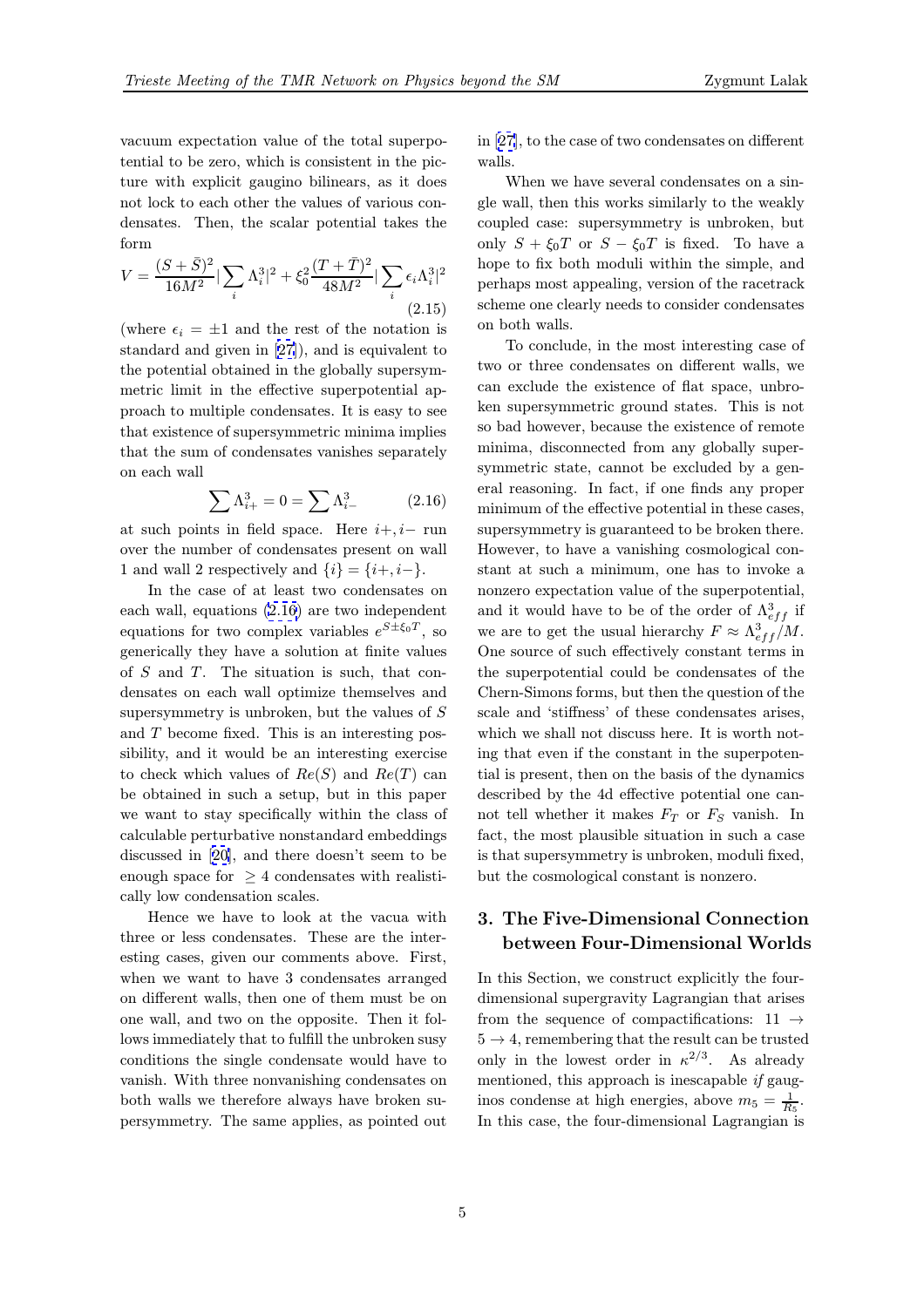vacuum expectation value of the total superpotential to be zero, which is consistent in the picture with explicit gaugino bilinears, as it does not lock to each other the values of various condensates. Then, the scalar potential takes the form

$$V = \frac{(S+\bar{S})^2}{16M^2}|\sum_i \Lambda_i^3|^2 + \xi_0^2 \frac{(T+\bar{T})^2}{48M^2}|\sum_i \epsilon_i \Lambda_i^3|^2 \tag{2.15}$$

(where $\epsilon_i = \pm 1$ and the rest of the notation is standard and given in [27]), and is equivalent to the potential obtained in the globally supersymmetric limit in the effective superpotential approach to multiple condensates. It is easy to see that existence of supersymmetric minima implies that the sum of condensates vanishes separately on each wall

$$\sum \Lambda_{i+}^3 = 0 = \sum \Lambda_{i-}^3 \tag{2.16}$$

at such points in field space. Here $i+, i-$ run over the number of condensates present on wall 1 and wall 2 respectively and $\{i\} = \{i+, i-\}$.

In the case of at least two condensates on each wall, equations (2.16) are two independent equations for two complex variables $e^{S \pm \xi_0 T}$, so generically they have a solution at finite values of $S$ and $T$. The situation is such, that condensates on each wall optimize themselves and supersymmetry is unbroken, but the values of $S$ and $T$ become fixed. This is an interesting possibility, and it would be an interesting exercise to check which values of $Re(S)$ and $Re(T)$ can be obtained in such a setup, but in this paper we want to stay specifically within the class of calculable perturbative nonstandard embeddings discussed in [20], and there doesn't seem to be enough space for $\geq 4$ condensates with realistically low condensation scales.

Hence we have to look at the vacua with three or less condensates. These are the interesting cases, given our comments above. First, when we want to have 3 condensates arranged on different walls, then one of them must be on one wall, and two on the opposite. Then it follows immediately that to fulfill the unbroken susy conditions the single condensate would have to vanish. With three nonvanishing condensates on both walls we therefore always have broken supersymmetry. The same applies, as pointed out in [27], to the case of two condensates on different walls.

When we have several condensates on a single wall, then this works similarly to the weakly coupled case: supersymmetry is unbroken, but only $S + \xi_0 T$ or $S - \xi_0 T$ is fixed. To have a hope to fix both moduli within the simple, and perhaps most appealing, version of the racetrack scheme one clearly needs to consider condensates on both walls.

To conclude, in the most interesting case of two or three condensates on different walls, we can exclude the existence of flat space, unbroken supersymmetric ground states. This is not so bad however, because the existence of remote minima, disconnected from any globally supersymmetric state, cannot be excluded by a general reasoning. In fact, if one finds any proper minimum of the effective potential in these cases, supersymmetry is guaranteed to be broken there. However, to have a vanishing cosmological constant at such a minimum, one has to invoke a nonzero expectation value of the superpotential, and it would have to be of the order of $\Lambda_{eff}^3$ if we are to get the usual hierarchy $F \approx \Lambda_{eff}^3/M$. One source of such effectively constant terms in the superpotential could be condensates of the Chern-Simons forms, but then the question of the scale and 'stiffness' of these condensates arises, which we shall not discuss here. It is worth noting that even if the constant in the superpotential is present, then on the basis of the dynamics described by the 4d effective potential one cannot tell whether it makes $F_T$ or $F_S$ vanish. In fact, the most plausible situation in such a case is that supersymmetry is unbroken, moduli fixed, but the cosmological constant is nonzero.

## 3. The Five-Dimensional Connection between Four-Dimensional Worlds

In this Section, we construct explicitly the four-dimensional supergravity Lagrangian that arises from the sequence of compactifications: $11 \rightarrow 5 \rightarrow 4$, remembering that the result can be trusted only in the lowest order in $\kappa^{2/3}$. As already mentioned, this approach is inescapable *if* gauginos condense at high energies, above $m_5 = \frac{1}{R_5}$. In this case, the four-dimensional Lagrangian is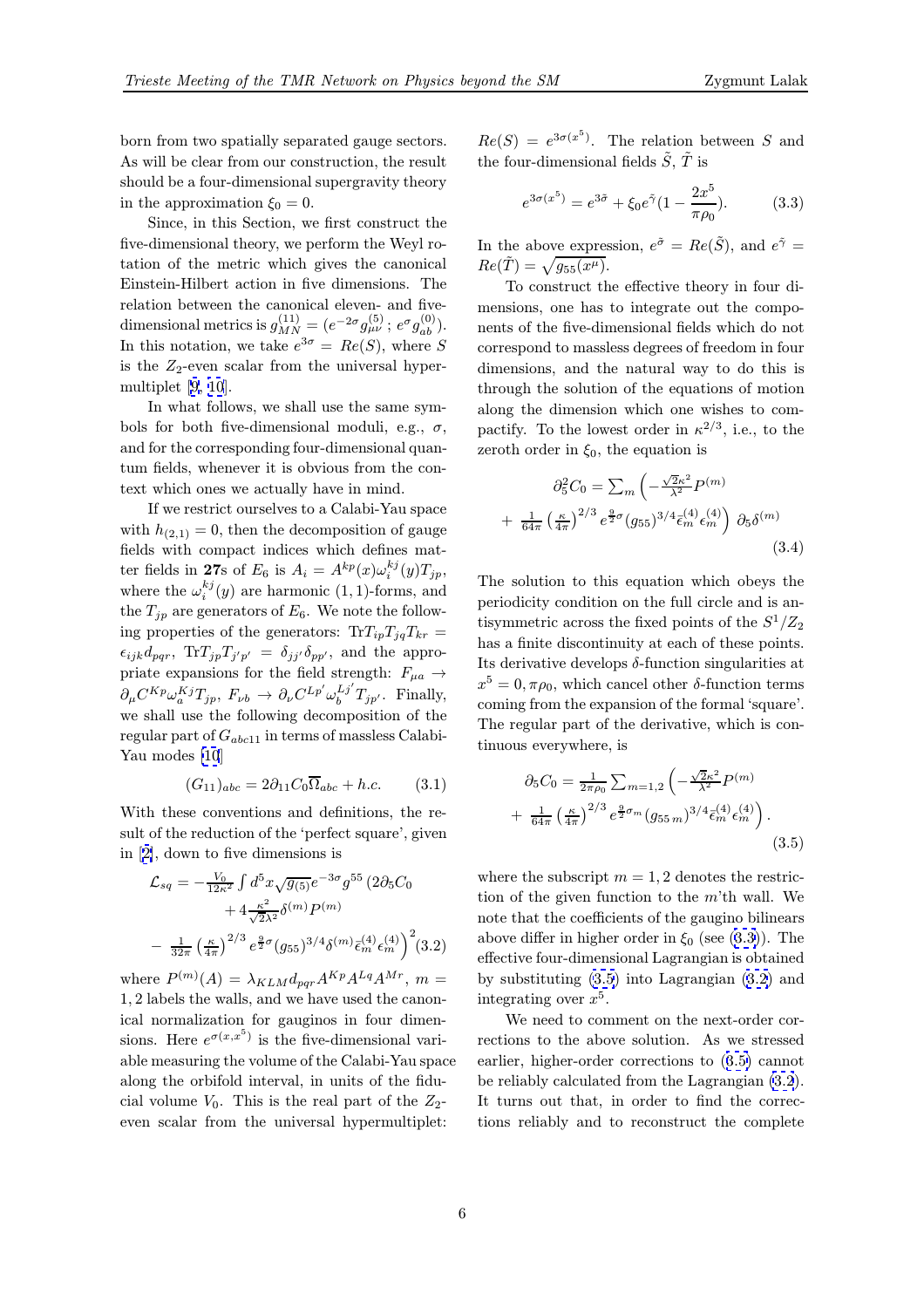born from two spatially separated gauge sectors. As will be clear from our construction, the result should be a four-dimensional supergravity theory in the approximation $\xi_0 = 0$.

Since, in this Section, we first construct the five-dimensional theory, we perform the Weyl rotation of the metric which gives the canonical Einstein-Hilbert action in five dimensions. The relation between the canonical eleven- and five-dimensional metrics is $g^{(11)}_{MN} = (e^{-2\sigma} g^{(5)}_{\mu\nu}\,;\, e^{\sigma} g^{(0)}_{ab})$. In this notation, we take $e^{3\sigma} = Re(S)$, where $S$ is the $Z_2$-even scalar from the universal hypermultiplet [9, 10].

In what follows, we shall use the same symbols for both five-dimensional moduli, e.g., $\sigma$, and for the corresponding four-dimensional quantum fields, whenever it is obvious from the context which ones we actually have in mind.

If we restrict ourselves to a Calabi-Yau space with $h_{(2,1)} = 0$, then the decomposition of gauge fields with compact indices which defines matter fields in **27**s of $E_6$ is $A_i = A^{kp}(x)\omega^{kj}_i(y)T_{jp}$, where the $\omega^{kj}_i(y)$ are harmonic $(1,1)$-forms, and the $T_{jp}$ are generators of $E_6$. We note the following properties of the generators: $\mathrm{Tr} T_{ip}T_{jq}T_{kr} = \epsilon_{ijk} d_{pqr}$, $\mathrm{Tr} T_{jp}T_{j'p'} = \delta_{jj'}\delta_{pp'}$, and the appropriate expansions for the field strength: $F_{\mu a} \to \partial_\mu C^{Kp}\omega^{Kj}_a T_{jp}$, $F_{\nu b} \to \partial_\nu C^{Lp'}\omega^{Lj'}_b T_{jp'}$. Finally, we shall use the following decomposition of the regular part of $G_{abc11}$ in terms of massless Calabi-Yau modes [10]

$$(G_{11})_{abc} = 2\partial_{11} C_0 \overline{\Omega}_{abc} + h.c. \tag{3.1}$$

With these conventions and definitions, the result of the reduction of the 'perfect square', given in [2], down to five dimensions is

$$\begin{aligned}\mathcal{L}_{sq} = &-\tfrac{V_0}{12\kappa^2}\int d^5x\sqrt{g_{(5)}}\,e^{-3\sigma} g^{55}\,\big(2\partial_5 C_0 \\ &+ 4\tfrac{\kappa^2}{\sqrt{2}\lambda^2}\delta^{(m)}P^{(m)} \\ &- \tfrac{1}{32\pi}\left(\tfrac{\kappa}{4\pi}\right)^{2/3} e^{\frac{9}{2}\sigma}(g_{55})^{3/4}\delta^{(m)}\bar{\epsilon}^{(4)}_m\epsilon^{(4)}_m\big)^2\end{aligned} \tag{3.2}$$

where $P^{(m)}(A) = \lambda_{KLM} d_{pqr} A^{Kp}A^{Lq}A^{Mr}$, $m = 1, 2$ labels the walls, and we have used the canonical normalization for gauginos in four dimensions. Here $e^{\sigma(x,x^5)}$ is the five-dimensional variable measuring the volume of the Calabi-Yau space along the orbifold interval, in units of the fiducial volume $V_0$. This is the real part of the $Z_2$-even scalar from the universal hypermultiplet: $Re(S) = e^{3\sigma(x^5)}$. The relation between $S$ and the four-dimensional fields $\tilde{S}$, $\tilde{T}$ is

$$e^{3\sigma(x^5)} = e^{3\tilde{\sigma}} + \xi_0 e^{\tilde{\gamma}}\left(1 - \frac{2x^5}{\pi\rho_0}\right). \tag{3.3}$$

In the above expression, $e^{\tilde{\sigma}} = Re(\tilde{S})$, and $e^{\tilde{\gamma}} = Re(\tilde{T}) = \sqrt{g_{55}(x^\mu)}$.

To construct the effective theory in four dimensions, one has to integrate out the components of the five-dimensional fields which do not correspond to massless degrees of freedom in four dimensions, and the natural way to do this is through the solution of the equations of motion along the dimension which one wishes to compactify. To the lowest order in $\kappa^{2/3}$, i.e., to the zeroth order in $\xi_0$, the equation is

$$\begin{aligned}\partial_5^2 C_0 = &\textstyle\sum_m \Big(-\tfrac{\sqrt{2}\kappa^2}{\lambda^2}P^{(m)} \\ &+ \tfrac{1}{64\pi}\left(\tfrac{\kappa}{4\pi}\right)^{2/3} e^{\frac{9}{2}\sigma}(g_{55})^{3/4}\bar{\epsilon}^{(4)}_m\epsilon^{(4)}_m\Big)\,\partial_5\delta^{(m)}\end{aligned} \tag{3.4}$$

The solution to this equation which obeys the periodicity condition on the full circle and is antisymmetric across the fixed points of the $S^1/Z_2$ has a finite discontinuity at each of these points. Its derivative develops $\delta$-function singularities at $x^5 = 0, \pi\rho_0$, which cancel other $\delta$-function terms coming from the expansion of the formal 'square'. The regular part of the derivative, which is continuous everywhere, is

$$\begin{aligned}\partial_5 C_0 = &\tfrac{1}{2\pi\rho_0}\textstyle\sum_{m=1,2}\Big(-\tfrac{\sqrt{2}\kappa^2}{\lambda^2}P^{(m)} \\ &+ \tfrac{1}{64\pi}\left(\tfrac{\kappa}{4\pi}\right)^{2/3} e^{\frac{9}{2}\sigma_m}(g_{55\,m})^{3/4}\bar{\epsilon}^{(4)}_m\epsilon^{(4)}_m\Big).\end{aligned} \tag{3.5}$$

where the subscript $m = 1, 2$ denotes the restriction of the given function to the $m$'th wall. We note that the coefficients of the gaugino bilinears above differ in higher order in $\xi_0$ (see (3.3)). The effective four-dimensional Lagrangian is obtained by substituting (3.5) into Lagrangian (3.2) and integrating over $x^5$.

We need to comment on the next-order corrections to the above solution. As we stressed earlier, higher-order corrections to (3.5) cannot be reliably calculated from the Lagrangian (3.2). It turns out that, in order to find the corrections reliably and to reconstruct the complete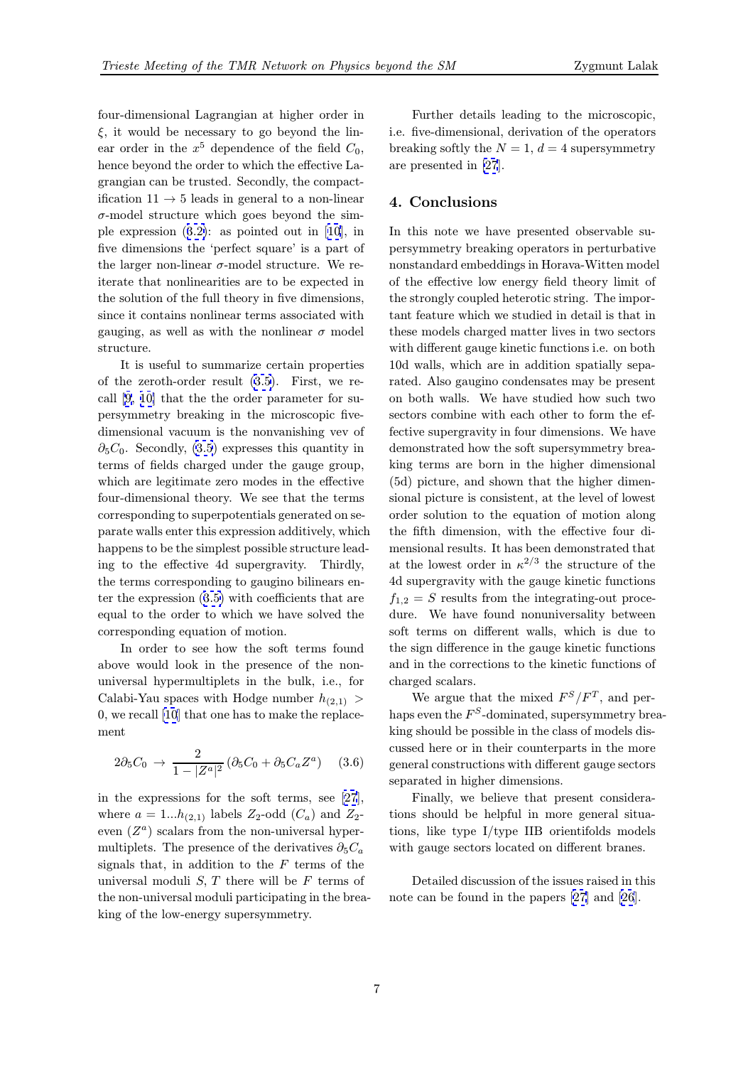four-dimensional Lagrangian at higher order in $\xi$, it would be necessary to go beyond the linear order in the $x^5$ dependence of the field $C_0$, hence beyond the order to which the effective Lagrangian can be trusted. Secondly, the compactification $11 \rightarrow 5$ leads in general to a non-linear $\sigma$-model structure which goes beyond the simple expression (3.2): as pointed out in [10], in five dimensions the 'perfect square' is a part of the larger non-linear $\sigma$-model structure. We reiterate that nonlinearities are to be expected in the solution of the full theory in five dimensions, since it contains nonlinear terms associated with gauging, as well as with the nonlinear $\sigma$ model structure.

It is useful to summarize certain properties of the zeroth-order result (3.5). First, we recall [9, 10] that the the order parameter for supersymmetry breaking in the microscopic five-dimensional vacuum is the nonvanishing vev of $\partial_5 C_0$. Secondly, (3.5) expresses this quantity in terms of fields charged under the gauge group, which are legitimate zero modes in the effective four-dimensional theory. We see that the terms corresponding to superpotentials generated on separate walls enter this expression additively, which happens to be the simplest possible structure leading to the effective 4d supergravity. Thirdly, the terms corresponding to gaugino bilinears enter the expression (3.5) with coefficients that are equal to the order to which we have solved the corresponding equation of motion.

In order to see how the soft terms found above would look in the presence of the non-universal hypermultiplets in the bulk, i.e., for Calabi-Yau spaces with Hodge number $h_{(2,1)} > 0$, we recall [10] that one has to make the replacement

$$2\partial_5 C_0 \rightarrow \frac{2}{1-|Z^a|^2}\left(\partial_5 C_0 + \partial_5 C_a Z^a\right) \qquad (3.6)$$

in the expressions for the soft terms, see [27], where $a = 1...h_{(2,1)}$ labels $Z_2$-odd ($C_a$) and $Z_2$-even ($Z^a$) scalars from the non-universal hypermultiplets. The presence of the derivatives $\partial_5 C_a$ signals that, in addition to the $F$ terms of the universal moduli $S$, $T$ there will be $F$ terms of the non-universal moduli participating in the breaking of the low-energy supersymmetry.

Further details leading to the microscopic, i.e. five-dimensional, derivation of the operators breaking softly the $N = 1$, $d = 4$ supersymmetry are presented in [27].

## 4. Conclusions

In this note we have presented observable supersymmetry breaking operators in perturbative nonstandard embeddings in Horava-Witten model of the effective low energy field theory limit of the strongly coupled heterotic string. The important feature which we studied in detail is that in these models charged matter lives in two sectors with different gauge kinetic functions i.e. on both 10d walls, which are in addition spatially separated. Also gaugino condensates may be present on both walls. We have studied how such two sectors combine with each other to form the effective supergravity in four dimensions. We have demonstrated how the soft supersymmetry breaking terms are born in the higher dimensional (5d) picture, and shown that the higher dimensional picture is consistent, at the level of lowest order solution to the equation of motion along the fifth dimension, with the effective four dimensional results. It has been demonstrated that at the lowest order in $\kappa^{2/3}$ the structure of the 4d supergravity with the gauge kinetic functions $f_{1,2} = S$ results from the integrating-out procedure. We have found nonuniversality between soft terms on different walls, which is due to the sign difference in the gauge kinetic functions and in the corrections to the kinetic functions of charged scalars.

We argue that the mixed $F^S/F^T$, and perhaps even the $F^S$-dominated, supersymmetry breaking should be possible in the class of models discussed here or in their counterparts in the more general constructions with different gauge sectors separated in higher dimensions.

Finally, we believe that present considerations should be helpful in more general situations, like type I/type IIB orientifolds models with gauge sectors located on different branes.

Detailed discussion of the issues raised in this note can be found in the papers [27] and [26].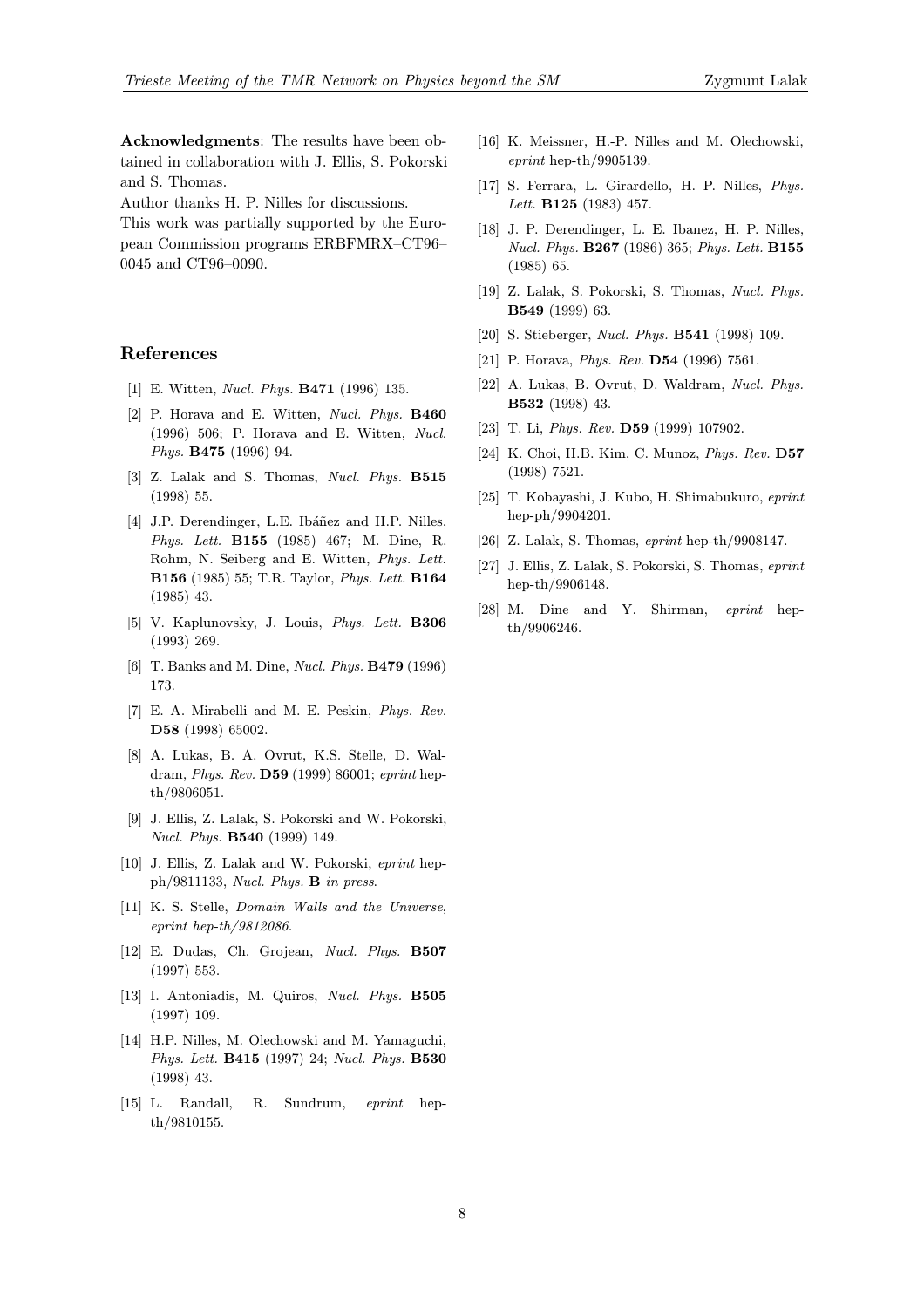**Acknowledgments**: The results have been obtained in collaboration with J. Ellis, S. Pokorski and S. Thomas.

Author thanks H. P. Nilles for discussions.

This work was partially supported by the European Commission programs ERBFMRX–CT96–0045 and CT96–0090.

## References

[1] E. Witten, *Nucl. Phys.* **B471** (1996) 135.

[2] P. Horava and E. Witten, *Nucl. Phys.* **B460** (1996) 506; P. Horava and E. Witten, *Nucl. Phys.* **B475** (1996) 94.

[3] Z. Lalak and S. Thomas, *Nucl. Phys.* **B515** (1998) 55.

[4] J.P. Derendinger, L.E. Ibáñez and H.P. Nilles, *Phys. Lett.* **B155** (1985) 467; M. Dine, R. Rohm, N. Seiberg and E. Witten, *Phys. Lett.* **B156** (1985) 55; T.R. Taylor, *Phys. Lett.* **B164** (1985) 43.

[5] V. Kaplunovsky, J. Louis, *Phys. Lett.* **B306** (1993) 269.

[6] T. Banks and M. Dine, *Nucl. Phys.* **B479** (1996) 173.

[7] E. A. Mirabelli and M. E. Peskin, *Phys. Rev.* **D58** (1998) 65002.

[8] A. Lukas, B. A. Ovrut, K.S. Stelle, D. Waldram, *Phys. Rev.* **D59** (1999) 86001; *eprint* hep-th/9806051.

[9] J. Ellis, Z. Lalak, S. Pokorski and W. Pokorski, *Nucl. Phys.* **B540** (1999) 149.

[10] J. Ellis, Z. Lalak and W. Pokorski, *eprint* hep-ph/9811133, *Nucl. Phys.* **B** *in press*.

[11] K. S. Stelle, *Domain Walls and the Universe*, *eprint hep-th/9812086*.

[12] E. Dudas, Ch. Grojean, *Nucl. Phys.* **B507** (1997) 553.

[13] I. Antoniadis, M. Quiros, *Nucl. Phys.* **B505** (1997) 109.

[14] H.P. Nilles, M. Olechowski and M. Yamaguchi, *Phys. Lett.* **B415** (1997) 24; *Nucl. Phys.* **B530** (1998) 43.

[15] L. Randall, R. Sundrum, *eprint* hep-th/9810155.

[16] K. Meissner, H.-P. Nilles and M. Olechowski, *eprint* hep-th/9905139.

[17] S. Ferrara, L. Girardello, H. P. Nilles, *Phys. Lett.* **B125** (1983) 457.

[18] J. P. Derendinger, L. E. Ibanez, H. P. Nilles, *Nucl. Phys.* **B267** (1986) 365; *Phys. Lett.* **B155** (1985) 65.

[19] Z. Lalak, S. Pokorski, S. Thomas, *Nucl. Phys.* **B549** (1999) 63.

[20] S. Stieberger, *Nucl. Phys.* **B541** (1998) 109.

[21] P. Horava, *Phys. Rev.* **D54** (1996) 7561.

[22] A. Lukas, B. Ovrut, D. Waldram, *Nucl. Phys.* **B532** (1998) 43.

[23] T. Li, *Phys. Rev.* **D59** (1999) 107902.

[24] K. Choi, H.B. Kim, C. Munoz, *Phys. Rev.* **D57** (1998) 7521.

[25] T. Kobayashi, J. Kubo, H. Shimabukuro, *eprint* hep-ph/9904201.

[26] Z. Lalak, S. Thomas, *eprint* hep-th/9908147.

[27] J. Ellis, Z. Lalak, S. Pokorski, S. Thomas, *eprint* hep-th/9906148.

[28] M. Dine and Y. Shirman, *eprint* hep-th/9906246.